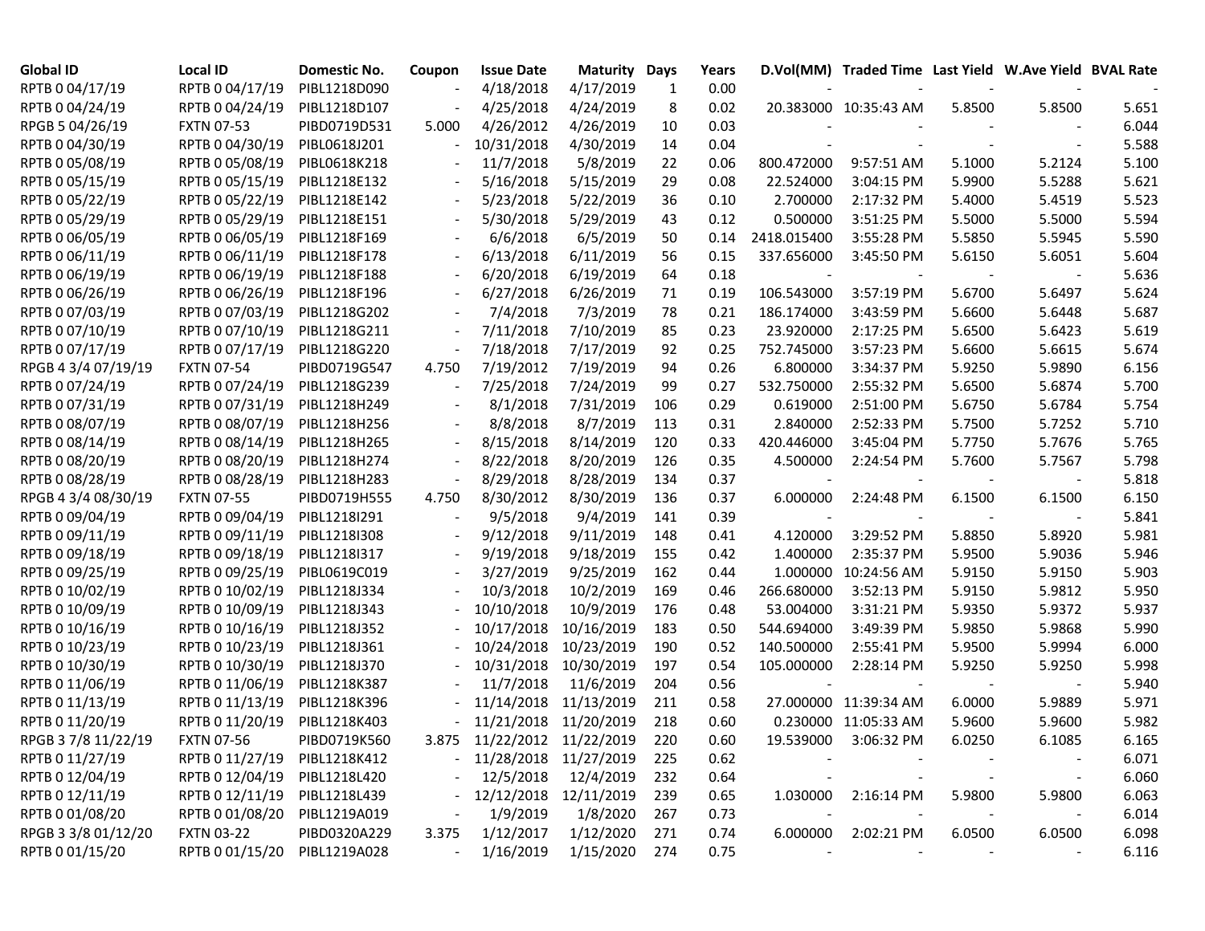| Global ID | Local ID | Domestic No. | Coupon | Issue Date | Maturity | Days | Years | D.Vol(MM) | Traded Time | Last Yield | W.Ave Yield | BVAL Rate |
|---|---|---|---|---|---|---|---|---|---|---|---|---|
| RPTB 0 04/17/19 | RPTB 0 04/17/19 | PIBL1218D090 | - | 4/18/2018 | 4/17/2019 | 1 | 0.00 | - | - | - | - | - |
| RPTB 0 04/24/19 | RPTB 0 04/24/19 | PIBL1218D107 | - | 4/25/2018 | 4/24/2019 | 8 | 0.02 | 20.383000 | 10:35:43 AM | 5.8500 | 5.8500 | 5.651 |
| RPGB 5 04/26/19 | FXTN 07-53 | PIBD0719D531 | 5.000 | 4/26/2012 | 4/26/2019 | 10 | 0.03 | - | - | - | - | 6.044 |
| RPTB 0 04/30/19 | RPTB 0 04/30/19 | PIBL0618J201 | - | 10/31/2018 | 4/30/2019 | 14 | 0.04 | - | - | - | - | 5.588 |
| RPTB 0 05/08/19 | RPTB 0 05/08/19 | PIBL0618K218 | - | 11/7/2018 | 5/8/2019 | 22 | 0.06 | 800.472000 | 9:57:51 AM | 5.1000 | 5.2124 | 5.100 |
| RPTB 0 05/15/19 | RPTB 0 05/15/19 | PIBL1218E132 | - | 5/16/2018 | 5/15/2019 | 29 | 0.08 | 22.524000 | 3:04:15 PM | 5.9900 | 5.5288 | 5.621 |
| RPTB 0 05/22/19 | RPTB 0 05/22/19 | PIBL1218E142 | - | 5/23/2018 | 5/22/2019 | 36 | 0.10 | 2.700000 | 2:17:32 PM | 5.4000 | 5.4519 | 5.523 |
| RPTB 0 05/29/19 | RPTB 0 05/29/19 | PIBL1218E151 | - | 5/30/2018 | 5/29/2019 | 43 | 0.12 | 0.500000 | 3:51:25 PM | 5.5000 | 5.5000 | 5.594 |
| RPTB 0 06/05/19 | RPTB 0 06/05/19 | PIBL1218F169 | - | 6/6/2018 | 6/5/2019 | 50 | 0.14 | 2418.015400 | 3:55:28 PM | 5.5850 | 5.5945 | 5.590 |
| RPTB 0 06/11/19 | RPTB 0 06/11/19 | PIBL1218F178 | - | 6/13/2018 | 6/11/2019 | 56 | 0.15 | 337.656000 | 3:45:50 PM | 5.6150 | 5.6051 | 5.604 |
| RPTB 0 06/19/19 | RPTB 0 06/19/19 | PIBL1218F188 | - | 6/20/2018 | 6/19/2019 | 64 | 0.18 | - | - | - | - | 5.636 |
| RPTB 0 06/26/19 | RPTB 0 06/26/19 | PIBL1218F196 | - | 6/27/2018 | 6/26/2019 | 71 | 0.19 | 106.543000 | 3:57:19 PM | 5.6700 | 5.6497 | 5.624 |
| RPTB 0 07/03/19 | RPTB 0 07/03/19 | PIBL1218G202 | - | 7/4/2018 | 7/3/2019 | 78 | 0.21 | 186.174000 | 3:43:59 PM | 5.6600 | 5.6448 | 5.687 |
| RPTB 0 07/10/19 | RPTB 0 07/10/19 | PIBL1218G211 | - | 7/11/2018 | 7/10/2019 | 85 | 0.23 | 23.920000 | 2:17:25 PM | 5.6500 | 5.6423 | 5.619 |
| RPTB 0 07/17/19 | RPTB 0 07/17/19 | PIBL1218G220 | - | 7/18/2018 | 7/17/2019 | 92 | 0.25 | 752.745000 | 3:57:23 PM | 5.6600 | 5.6615 | 5.674 |
| RPGB 4 3/4 07/19/19 | FXTN 07-54 | PIBD0719G547 | 4.750 | 7/19/2012 | 7/19/2019 | 94 | 0.26 | 6.800000 | 3:34:37 PM | 5.9250 | 5.9890 | 6.156 |
| RPTB 0 07/24/19 | RPTB 0 07/24/19 | PIBL1218G239 | - | 7/25/2018 | 7/24/2019 | 99 | 0.27 | 532.750000 | 2:55:32 PM | 5.6500 | 5.6874 | 5.700 |
| RPTB 0 07/31/19 | RPTB 0 07/31/19 | PIBL1218H249 | - | 8/1/2018 | 7/31/2019 | 106 | 0.29 | 0.619000 | 2:51:00 PM | 5.6750 | 5.6784 | 5.754 |
| RPTB 0 08/07/19 | RPTB 0 08/07/19 | PIBL1218H256 | - | 8/8/2018 | 8/7/2019 | 113 | 0.31 | 2.840000 | 2:52:33 PM | 5.7500 | 5.7252 | 5.710 |
| RPTB 0 08/14/19 | RPTB 0 08/14/19 | PIBL1218H265 | - | 8/15/2018 | 8/14/2019 | 120 | 0.33 | 420.446000 | 3:45:04 PM | 5.7750 | 5.7676 | 5.765 |
| RPTB 0 08/20/19 | RPTB 0 08/20/19 | PIBL1218H274 | - | 8/22/2018 | 8/20/2019 | 126 | 0.35 | 4.500000 | 2:24:54 PM | 5.7600 | 5.7567 | 5.798 |
| RPTB 0 08/28/19 | RPTB 0 08/28/19 | PIBL1218H283 | - | 8/29/2018 | 8/28/2019 | 134 | 0.37 | - | - | - | - | 5.818 |
| RPGB 4 3/4 08/30/19 | FXTN 07-55 | PIBD0719H555 | 4.750 | 8/30/2012 | 8/30/2019 | 136 | 0.37 | 6.000000 | 2:24:48 PM | 6.1500 | 6.1500 | 6.150 |
| RPTB 0 09/04/19 | RPTB 0 09/04/19 | PIBL1218I291 | - | 9/5/2018 | 9/4/2019 | 141 | 0.39 | - | - | - | - | 5.841 |
| RPTB 0 09/11/19 | RPTB 0 09/11/19 | PIBL1218I308 | - | 9/12/2018 | 9/11/2019 | 148 | 0.41 | 4.120000 | 3:29:52 PM | 5.8850 | 5.8920 | 5.981 |
| RPTB 0 09/18/19 | RPTB 0 09/18/19 | PIBL1218I317 | - | 9/19/2018 | 9/18/2019 | 155 | 0.42 | 1.400000 | 2:35:37 PM | 5.9500 | 5.9036 | 5.946 |
| RPTB 0 09/25/19 | RPTB 0 09/25/19 | PIBL0619C019 | - | 3/27/2019 | 9/25/2019 | 162 | 0.44 | 1.000000 | 10:24:56 AM | 5.9150 | 5.9150 | 5.903 |
| RPTB 0 10/02/19 | RPTB 0 10/02/19 | PIBL1218J334 | - | 10/3/2018 | 10/2/2019 | 169 | 0.46 | 266.680000 | 3:52:13 PM | 5.9150 | 5.9812 | 5.950 |
| RPTB 0 10/09/19 | RPTB 0 10/09/19 | PIBL1218J343 | - | 10/10/2018 | 10/9/2019 | 176 | 0.48 | 53.004000 | 3:31:21 PM | 5.9350 | 5.9372 | 5.937 |
| RPTB 0 10/16/19 | RPTB 0 10/16/19 | PIBL1218J352 | - | 10/17/2018 | 10/16/2019 | 183 | 0.50 | 544.694000 | 3:49:39 PM | 5.9850 | 5.9868 | 5.990 |
| RPTB 0 10/23/19 | RPTB 0 10/23/19 | PIBL1218J361 | - | 10/24/2018 | 10/23/2019 | 190 | 0.52 | 140.500000 | 2:55:41 PM | 5.9500 | 5.9994 | 6.000 |
| RPTB 0 10/30/19 | RPTB 0 10/30/19 | PIBL1218J370 | - | 10/31/2018 | 10/30/2019 | 197 | 0.54 | 105.000000 | 2:28:14 PM | 5.9250 | 5.9250 | 5.998 |
| RPTB 0 11/06/19 | RPTB 0 11/06/19 | PIBL1218K387 | - | 11/7/2018 | 11/6/2019 | 204 | 0.56 | - | - | - | - | 5.940 |
| RPTB 0 11/13/19 | RPTB 0 11/13/19 | PIBL1218K396 | - | 11/14/2018 | 11/13/2019 | 211 | 0.58 | 27.000000 | 11:39:34 AM | 6.0000 | 5.9889 | 5.971 |
| RPTB 0 11/20/19 | RPTB 0 11/20/19 | PIBL1218K403 | - | 11/21/2018 | 11/20/2019 | 218 | 0.60 | 0.230000 | 11:05:33 AM | 5.9600 | 5.9600 | 5.982 |
| RPGB 3 7/8 11/22/19 | FXTN 07-56 | PIBD0719K560 | 3.875 | 11/22/2012 | 11/22/2019 | 220 | 0.60 | 19.539000 | 3:06:32 PM | 6.0250 | 6.1085 | 6.165 |
| RPTB 0 11/27/19 | RPTB 0 11/27/19 | PIBL1218K412 | - | 11/28/2018 | 11/27/2019 | 225 | 0.62 | - | - | - | - | 6.071 |
| RPTB 0 12/04/19 | RPTB 0 12/04/19 | PIBL1218L420 | - | 12/5/2018 | 12/4/2019 | 232 | 0.64 | - | - | - | - | 6.060 |
| RPTB 0 12/11/19 | RPTB 0 12/11/19 | PIBL1218L439 | - | 12/12/2018 | 12/11/2019 | 239 | 0.65 | 1.030000 | 2:16:14 PM | 5.9800 | 5.9800 | 6.063 |
| RPTB 0 01/08/20 | RPTB 0 01/08/20 | PIBL1219A019 | - | 1/9/2019 | 1/8/2020 | 267 | 0.73 | - | - | - | - | 6.014 |
| RPGB 3 3/8 01/12/20 | FXTN 03-22 | PIBD0320A229 | 3.375 | 1/12/2017 | 1/12/2020 | 271 | 0.74 | 6.000000 | 2:02:21 PM | 6.0500 | 6.0500 | 6.098 |
| RPTB 0 01/15/20 | RPTB 0 01/15/20 | PIBL1219A028 | - | 1/16/2019 | 1/15/2020 | 274 | 0.75 | - | - | - | - | 6.116 |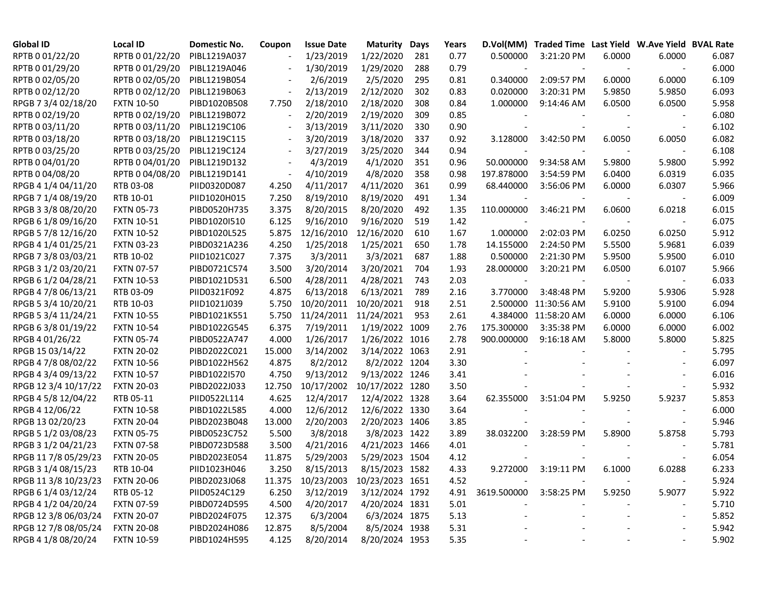| Global ID | Local ID | Domestic No. | Coupon | Issue Date | Maturity | Days | Years | D.Vol(MM) | Traded Time | Last Yield | W.Ave Yield | BVAL Rate |
|---|---|---|---|---|---|---|---|---|---|---|---|---|
| RPTB 0 01/22/20 | RPTB 0 01/22/20 | PIBL1219A037 | - | 1/23/2019 | 1/22/2020 | 281 | 0.77 | 0.500000 | 3:21:20 PM | 6.0000 | 6.0000 | 6.087 |
| RPTB 0 01/29/20 | RPTB 0 01/29/20 | PIBL1219A046 | - | 1/30/2019 | 1/29/2020 | 288 | 0.79 | - | - | - | - | 6.000 |
| RPTB 0 02/05/20 | RPTB 0 02/05/20 | PIBL1219B054 | - | 2/6/2019 | 2/5/2020 | 295 | 0.81 | 0.340000 | 2:09:57 PM | 6.0000 | 6.0000 | 6.109 |
| RPTB 0 02/12/20 | RPTB 0 02/12/20 | PIBL1219B063 | - | 2/13/2019 | 2/12/2020 | 302 | 0.83 | 0.020000 | 3:20:31 PM | 5.9850 | 5.9850 | 6.093 |
| RPGB 7 3/4 02/18/20 | FXTN 10-50 | PIBD1020B508 | 7.750 | 2/18/2010 | 2/18/2020 | 308 | 0.84 | 1.000000 | 9:14:46 AM | 6.0500 | 6.0500 | 5.958 |
| RPTB 0 02/19/20 | RPTB 0 02/19/20 | PIBL1219B072 | - | 2/20/2019 | 2/19/2020 | 309 | 0.85 | - | - | - | - | 6.080 |
| RPTB 0 03/11/20 | RPTB 0 03/11/20 | PIBL1219C106 | - | 3/13/2019 | 3/11/2020 | 330 | 0.90 | - | - | - | - | 6.102 |
| RPTB 0 03/18/20 | RPTB 0 03/18/20 | PIBL1219C115 | - | 3/20/2019 | 3/18/2020 | 337 | 0.92 | 3.128000 | 3:42:50 PM | 6.0050 | 6.0050 | 6.082 |
| RPTB 0 03/25/20 | RPTB 0 03/25/20 | PIBL1219C124 | - | 3/27/2019 | 3/25/2020 | 344 | 0.94 | - | - | - | - | 6.108 |
| RPTB 0 04/01/20 | RPTB 0 04/01/20 | PIBL1219D132 | - | 4/3/2019 | 4/1/2020 | 351 | 0.96 | 50.000000 | 9:34:58 AM | 5.9800 | 5.9800 | 5.992 |
| RPTB 0 04/08/20 | RPTB 0 04/08/20 | PIBL1219D141 | - | 4/10/2019 | 4/8/2020 | 358 | 0.98 | 197.878000 | 3:54:59 PM | 6.0400 | 6.0319 | 6.035 |
| RPGB 4 1/4 04/11/20 | RTB 03-08 | PIID0320D087 | 4.250 | 4/11/2017 | 4/11/2020 | 361 | 0.99 | 68.440000 | 3:56:06 PM | 6.0000 | 6.0307 | 5.966 |
| RPGB 7 1/4 08/19/20 | RTB 10-01 | PIID1020H015 | 7.250 | 8/19/2010 | 8/19/2020 | 491 | 1.34 | - | - | - | - | 6.009 |
| RPGB 3 3/8 08/20/20 | FXTN 05-73 | PIBD0520H735 | 3.375 | 8/20/2015 | 8/20/2020 | 492 | 1.35 | 110.000000 | 3:46:21 PM | 6.0600 | 6.0218 | 6.015 |
| RPGB 6 1/8 09/16/20 | FXTN 10-51 | PIBD1020I510 | 6.125 | 9/16/2010 | 9/16/2020 | 519 | 1.42 | - | - | - | - | 6.075 |
| RPGB 5 7/8 12/16/20 | FXTN 10-52 | PIBD1020L525 | 5.875 | 12/16/2010 | 12/16/2020 | 610 | 1.67 | 1.000000 | 2:02:03 PM | 6.0250 | 6.0250 | 5.912 |
| RPGB 4 1/4 01/25/21 | FXTN 03-23 | PIBD0321A236 | 4.250 | 1/25/2018 | 1/25/2021 | 650 | 1.78 | 14.155000 | 2:24:50 PM | 5.5500 | 5.9681 | 6.039 |
| RPGB 7 3/8 03/03/21 | RTB 10-02 | PIID1021C027 | 7.375 | 3/3/2011 | 3/3/2021 | 687 | 1.88 | 0.500000 | 2:21:30 PM | 5.9500 | 5.9500 | 6.010 |
| RPGB 3 1/2 03/20/21 | FXTN 07-57 | PIBD0721C574 | 3.500 | 3/20/2014 | 3/20/2021 | 704 | 1.93 | 28.000000 | 3:20:21 PM | 6.0500 | 6.0107 | 5.966 |
| RPGB 6 1/2 04/28/21 | FXTN 10-53 | PIBD1021D531 | 6.500 | 4/28/2011 | 4/28/2021 | 743 | 2.03 | - | - | - | - | 6.033 |
| RPGB 4 7/8 06/13/21 | RTB 03-09 | PIID0321F092 | 4.875 | 6/13/2018 | 6/13/2021 | 789 | 2.16 | 3.770000 | 3:48:48 PM | 5.9200 | 5.9306 | 5.928 |
| RPGB 5 3/4 10/20/21 | RTB 10-03 | PIID1021J039 | 5.750 | 10/20/2011 | 10/20/2021 | 918 | 2.51 | 2.500000 | 11:30:56 AM | 5.9100 | 5.9100 | 6.094 |
| RPGB 5 3/4 11/24/21 | FXTN 10-55 | PIBD1021K551 | 5.750 | 11/24/2011 | 11/24/2021 | 953 | 2.61 | 4.384000 | 11:58:20 AM | 6.0000 | 6.0000 | 6.106 |
| RPGB 6 3/8 01/19/22 | FXTN 10-54 | PIBD1022G545 | 6.375 | 7/19/2011 | 1/19/2022 | 1009 | 2.76 | 175.300000 | 3:35:38 PM | 6.0000 | 6.0000 | 6.002 |
| RPGB 4 01/26/22 | FXTN 05-74 | PIBD0522A747 | 4.000 | 1/26/2017 | 1/26/2022 | 1016 | 2.78 | 900.000000 | 9:16:18 AM | 5.8000 | 5.8000 | 5.825 |
| RPGB 15 03/14/22 | FXTN 20-02 | PIBD2022C021 | 15.000 | 3/14/2002 | 3/14/2022 | 1063 | 2.91 | - | - | - | - | 5.795 |
| RPGB 4 7/8 08/02/22 | FXTN 10-56 | PIBD1022H562 | 4.875 | 8/2/2012 | 8/2/2022 | 1204 | 3.30 | - | - | - | - | 6.097 |
| RPGB 4 3/4 09/13/22 | FXTN 10-57 | PIBD1022I570 | 4.750 | 9/13/2012 | 9/13/2022 | 1246 | 3.41 | - | - | - | - | 6.016 |
| RPGB 12 3/4 10/17/22 | FXTN 20-03 | PIBD2022J033 | 12.750 | 10/17/2002 | 10/17/2022 | 1280 | 3.50 | - | - | - | - | 5.932 |
| RPGB 4 5/8 12/04/22 | RTB 05-11 | PIID0522L114 | 4.625 | 12/4/2017 | 12/4/2022 | 1328 | 3.64 | 62.355000 | 3:51:04 PM | 5.9250 | 5.9237 | 5.853 |
| RPGB 4 12/06/22 | FXTN 10-58 | PIBD1022L585 | 4.000 | 12/6/2012 | 12/6/2022 | 1330 | 3.64 | - | - | - | - | 6.000 |
| RPGB 13 02/20/23 | FXTN 20-04 | PIBD2023B048 | 13.000 | 2/20/2003 | 2/20/2023 | 1406 | 3.85 | - | - | - | - | 5.946 |
| RPGB 5 1/2 03/08/23 | FXTN 05-75 | PIBD0523C752 | 5.500 | 3/8/2018 | 3/8/2023 | 1422 | 3.89 | 38.032200 | 3:28:59 PM | 5.8900 | 5.8758 | 5.793 |
| RPGB 3 1/2 04/21/23 | FXTN 07-58 | PIBD0723D588 | 3.500 | 4/21/2016 | 4/21/2023 | 1466 | 4.01 | - | - | - | - | 5.781 |
| RPGB 11 7/8 05/29/23 | FXTN 20-05 | PIBD2023E054 | 11.875 | 5/29/2003 | 5/29/2023 | 1504 | 4.12 | - | - | - | - | 6.054 |
| RPGB 3 1/4 08/15/23 | RTB 10-04 | PIID1023H046 | 3.250 | 8/15/2013 | 8/15/2023 | 1582 | 4.33 | 9.272000 | 3:19:11 PM | 6.1000 | 6.0288 | 6.233 |
| RPGB 11 3/8 10/23/23 | FXTN 20-06 | PIBD2023J068 | 11.375 | 10/23/2003 | 10/23/2023 | 1651 | 4.52 | - | - | - | - | 5.924 |
| RPGB 6 1/4 03/12/24 | RTB 05-12 | PIID0524C129 | 6.250 | 3/12/2019 | 3/12/2024 | 1792 | 4.91 | 3619.500000 | 3:58:25 PM | 5.9250 | 5.9077 | 5.922 |
| RPGB 4 1/2 04/20/24 | FXTN 07-59 | PIBD0724D595 | 4.500 | 4/20/2017 | 4/20/2024 | 1831 | 5.01 | - | - | - | - | 5.710 |
| RPGB 12 3/8 06/03/24 | FXTN 20-07 | PIBD2024F075 | 12.375 | 6/3/2004 | 6/3/2024 | 1875 | 5.13 | - | - | - | - | 5.852 |
| RPGB 12 7/8 08/05/24 | FXTN 20-08 | PIBD2024H086 | 12.875 | 8/5/2004 | 8/5/2024 | 1938 | 5.31 | - | - | - | - | 5.942 |
| RPGB 4 1/8 08/20/24 | FXTN 10-59 | PIBD1024H595 | 4.125 | 8/20/2014 | 8/20/2024 | 1953 | 5.35 | - | - | - | - | 5.902 |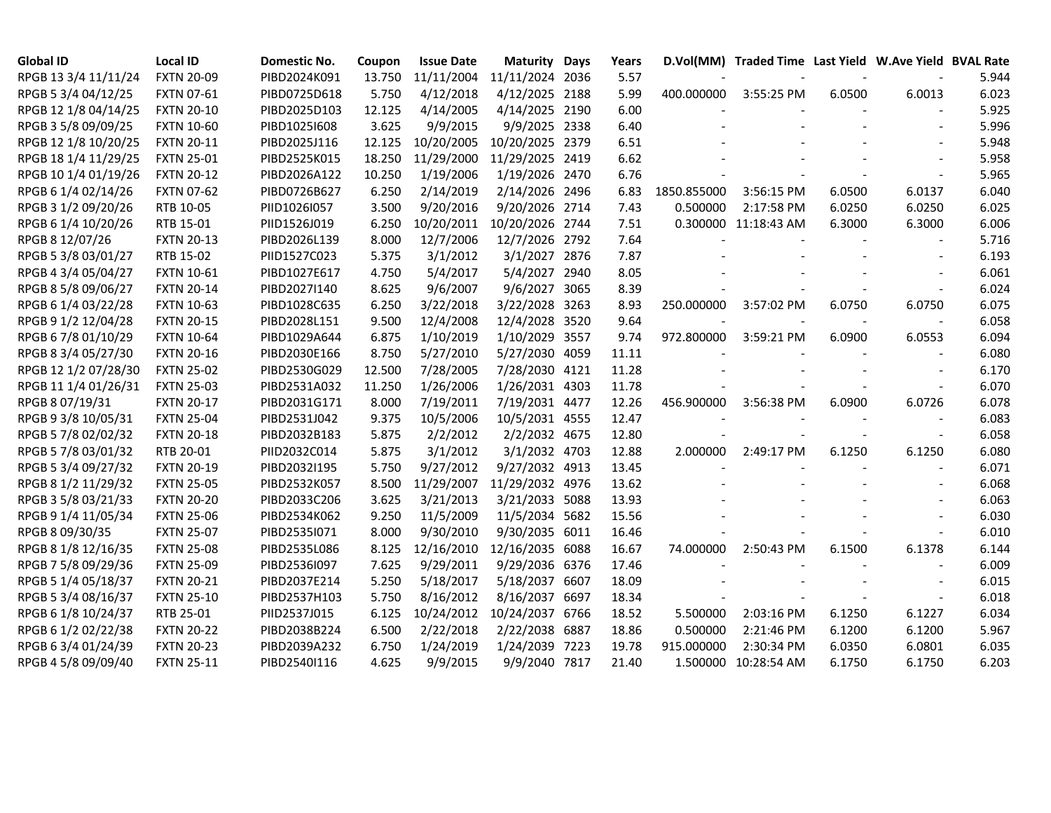| Global ID | Local ID | Domestic No. | Coupon | Issue Date | Maturity | Days | Years | D.Vol(MM) | Traded Time | Last Yield | W.Ave Yield | BVAL Rate |
|---|---|---|---|---|---|---|---|---|---|---|---|---|
| RPGB 13 3/4 11/11/24 | FXTN 20-09 | PIBD2024K091 | 13.750 | 11/11/2004 | 11/11/2024 | 2036 | 5.57 | - | - | - | - | 5.944 |
| RPGB 5 3/4 04/12/25 | FXTN 07-61 | PIBD0725D618 | 5.750 | 4/12/2018 | 4/12/2025 | 2188 | 5.99 | 400.000000 | 3:55:25 PM | 6.0500 | 6.0013 | 6.023 |
| RPGB 12 1/8 04/14/25 | FXTN 20-10 | PIBD2025D103 | 12.125 | 4/14/2005 | 4/14/2025 | 2190 | 6.00 | - | - | - | - | 5.925 |
| RPGB 3 5/8 09/09/25 | FXTN 10-60 | PIBD1025I608 | 3.625 | 9/9/2015 | 9/9/2025 | 2338 | 6.40 | - | - | - | - | 5.996 |
| RPGB 12 1/8 10/20/25 | FXTN 20-11 | PIBD2025J116 | 12.125 | 10/20/2005 | 10/20/2025 | 2379 | 6.51 | - | - | - | - | 5.948 |
| RPGB 18 1/4 11/29/25 | FXTN 25-01 | PIBD2525K015 | 18.250 | 11/29/2000 | 11/29/2025 | 2419 | 6.62 | - | - | - | - | 5.958 |
| RPGB 10 1/4 01/19/26 | FXTN 20-12 | PIBD2026A122 | 10.250 | 1/19/2006 | 1/19/2026 | 2470 | 6.76 | - | - | - | - | 5.965 |
| RPGB 6 1/4 02/14/26 | FXTN 07-62 | PIBD0726B627 | 6.250 | 2/14/2019 | 2/14/2026 | 2496 | 6.83 | 1850.855000 | 3:56:15 PM | 6.0500 | 6.0137 | 6.040 |
| RPGB 3 1/2 09/20/26 | RTB 10-05 | PIID1026I057 | 3.500 | 9/20/2016 | 9/20/2026 | 2714 | 7.43 | 0.500000 | 2:17:58 PM | 6.0250 | 6.0250 | 6.025 |
| RPGB 6 1/4 10/20/26 | RTB 15-01 | PIID1526J019 | 6.250 | 10/20/2011 | 10/20/2026 | 2744 | 7.51 | 0.300000 | 11:18:43 AM | 6.3000 | 6.3000 | 6.006 |
| RPGB 8 12/07/26 | FXTN 20-13 | PIBD2026L139 | 8.000 | 12/7/2006 | 12/7/2026 | 2792 | 7.64 | - | - | - | - | 5.716 |
| RPGB 5 3/8 03/01/27 | RTB 15-02 | PIID1527C023 | 5.375 | 3/1/2012 | 3/1/2027 | 2876 | 7.87 | - | - | - | - | 6.193 |
| RPGB 4 3/4 05/04/27 | FXTN 10-61 | PIBD1027E617 | 4.750 | 5/4/2017 | 5/4/2027 | 2940 | 8.05 | - | - | - | - | 6.061 |
| RPGB 8 5/8 09/06/27 | FXTN 20-14 | PIBD2027I140 | 8.625 | 9/6/2007 | 9/6/2027 | 3065 | 8.39 | - | - | - | - | 6.024 |
| RPGB 6 1/4 03/22/28 | FXTN 10-63 | PIBD1028C635 | 6.250 | 3/22/2018 | 3/22/2028 | 3263 | 8.93 | 250.000000 | 3:57:02 PM | 6.0750 | 6.0750 | 6.075 |
| RPGB 9 1/2 12/04/28 | FXTN 20-15 | PIBD2028L151 | 9.500 | 12/4/2008 | 12/4/2028 | 3520 | 9.64 | - | - | - | - | 6.058 |
| RPGB 6 7/8 01/10/29 | FXTN 10-64 | PIBD1029A644 | 6.875 | 1/10/2019 | 1/10/2029 | 3557 | 9.74 | 972.800000 | 3:59:21 PM | 6.0900 | 6.0553 | 6.094 |
| RPGB 8 3/4 05/27/30 | FXTN 20-16 | PIBD2030E166 | 8.750 | 5/27/2010 | 5/27/2030 | 4059 | 11.11 | - | - | - | - | 6.080 |
| RPGB 12 1/2 07/28/30 | FXTN 25-02 | PIBD2530G029 | 12.500 | 7/28/2005 | 7/28/2030 | 4121 | 11.28 | - | - | - | - | 6.170 |
| RPGB 11 1/4 01/26/31 | FXTN 25-03 | PIBD2531A032 | 11.250 | 1/26/2006 | 1/26/2031 | 4303 | 11.78 | - | - | - | - | 6.070 |
| RPGB 8 07/19/31 | FXTN 20-17 | PIBD2031G171 | 8.000 | 7/19/2011 | 7/19/2031 | 4477 | 12.26 | 456.900000 | 3:56:38 PM | 6.0900 | 6.0726 | 6.078 |
| RPGB 9 3/8 10/05/31 | FXTN 25-04 | PIBD2531J042 | 9.375 | 10/5/2006 | 10/5/2031 | 4555 | 12.47 | - | - | - | - | 6.083 |
| RPGB 5 7/8 02/02/32 | FXTN 20-18 | PIBD2032B183 | 5.875 | 2/2/2012 | 2/2/2032 | 4675 | 12.80 | - | - | - | - | 6.058 |
| RPGB 5 7/8 03/01/32 | RTB 20-01 | PIID2032C014 | 5.875 | 3/1/2012 | 3/1/2032 | 4703 | 12.88 | 2.000000 | 2:49:17 PM | 6.1250 | 6.1250 | 6.080 |
| RPGB 5 3/4 09/27/32 | FXTN 20-19 | PIBD2032I195 | 5.750 | 9/27/2012 | 9/27/2032 | 4913 | 13.45 | - | - | - | - | 6.071 |
| RPGB 8 1/2 11/29/32 | FXTN 25-05 | PIBD2532K057 | 8.500 | 11/29/2007 | 11/29/2032 | 4976 | 13.62 | - | - | - | - | 6.068 |
| RPGB 3 5/8 03/21/33 | FXTN 20-20 | PIBD2033C206 | 3.625 | 3/21/2013 | 3/21/2033 | 5088 | 13.93 | - | - | - | - | 6.063 |
| RPGB 9 1/4 11/05/34 | FXTN 25-06 | PIBD2534K062 | 9.250 | 11/5/2009 | 11/5/2034 | 5682 | 15.56 | - | - | - | - | 6.030 |
| RPGB 8 09/30/35 | FXTN 25-07 | PIBD2535I071 | 8.000 | 9/30/2010 | 9/30/2035 | 6011 | 16.46 | - | - | - | - | 6.010 |
| RPGB 8 1/8 12/16/35 | FXTN 25-08 | PIBD2535L086 | 8.125 | 12/16/2010 | 12/16/2035 | 6088 | 16.67 | 74.000000 | 2:50:43 PM | 6.1500 | 6.1378 | 6.144 |
| RPGB 7 5/8 09/29/36 | FXTN 25-09 | PIBD2536I097 | 7.625 | 9/29/2011 | 9/29/2036 | 6376 | 17.46 | - | - | - | - | 6.009 |
| RPGB 5 1/4 05/18/37 | FXTN 20-21 | PIBD2037E214 | 5.250 | 5/18/2017 | 5/18/2037 | 6607 | 18.09 | - | - | - | - | 6.015 |
| RPGB 5 3/4 08/16/37 | FXTN 25-10 | PIBD2537H103 | 5.750 | 8/16/2012 | 8/16/2037 | 6697 | 18.34 | - | - | - | - | 6.018 |
| RPGB 6 1/8 10/24/37 | RTB 25-01 | PIID2537J015 | 6.125 | 10/24/2012 | 10/24/2037 | 6766 | 18.52 | 5.500000 | 2:03:16 PM | 6.1250 | 6.1227 | 6.034 |
| RPGB 6 1/2 02/22/38 | FXTN 20-22 | PIBD2038B224 | 6.500 | 2/22/2018 | 2/22/2038 | 6887 | 18.86 | 0.500000 | 2:21:46 PM | 6.1200 | 6.1200 | 5.967 |
| RPGB 6 3/4 01/24/39 | FXTN 20-23 | PIBD2039A232 | 6.750 | 1/24/2019 | 1/24/2039 | 7223 | 19.78 | 915.000000 | 2:30:34 PM | 6.0350 | 6.0801 | 6.035 |
| RPGB 4 5/8 09/09/40 | FXTN 25-11 | PIBD2540I116 | 4.625 | 9/9/2015 | 9/9/2040 | 7817 | 21.40 | 1.500000 | 10:28:54 AM | 6.1750 | 6.1750 | 6.203 |